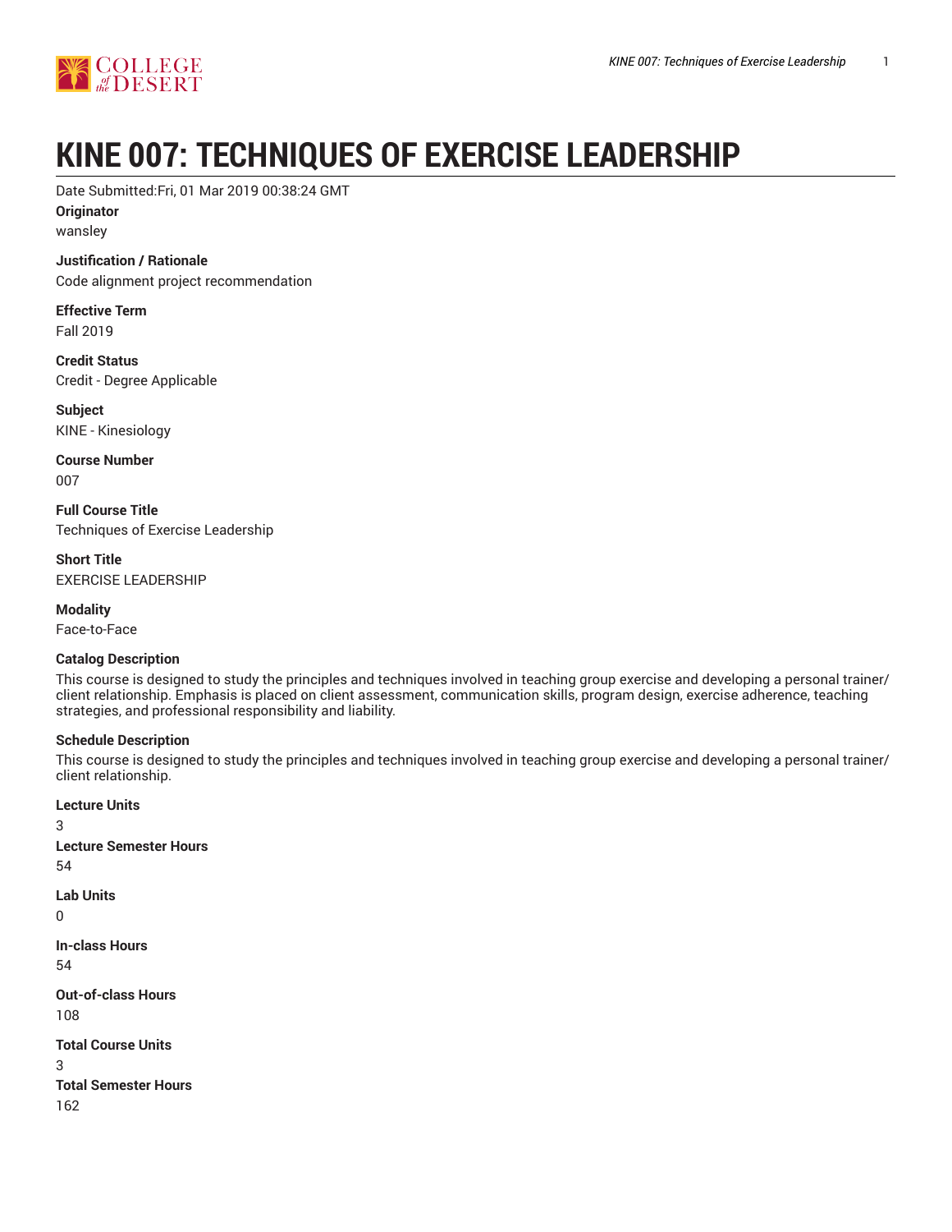# KINE 007: TECHNIQUES OF EXERCISE LEADERSHIP

Date Submitted:Fri, 01 Mar 2019 00:38:24 GMT

**Originator**

wansley

**Justification / Rationale**

Code alignment project recommendation

**Effective Term**

Fall 2019

**Credit Status**

Credit - Degree Applicable

**Subject**

KINE - Kinesiology

**Course Number**

007

**Full Course Title**

Techniques of Exercise Leadership

**Short Title**

EXERCISE LEADERSHIP

**Modality**

Face-to-Face

**Catalog Description**

This course is designed to study the principles and techniques involved in teaching group exercise and developing a personal trainer/client relationship. Emphasis is placed on client assessment, communication skills, program design, exercise adherence, teaching strategies, and professional responsibility and liability.

**Schedule Description**

This course is designed to study the principles and techniques involved in teaching group exercise and developing a personal trainer/client relationship.

**Lecture Units**

3

**Lecture Semester Hours**

54

**Lab Units**

0

**In-class Hours**

54

**Out-of-class Hours**

108

**Total Course Units**

3

**Total Semester Hours**

162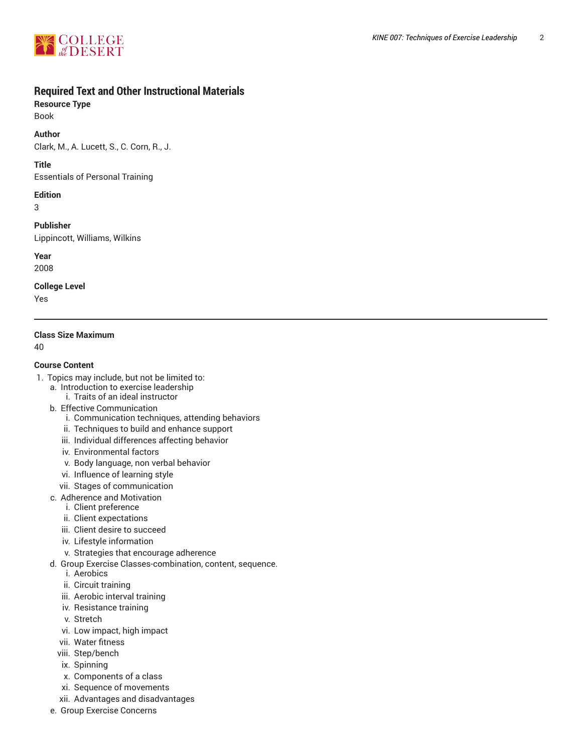## Required Text and Other Instructional Materials

**Resource Type**
Book

**Author**
Clark, M., A. Lucett, S., C. Corn, R., J.

**Title**
Essentials of Personal Training

**Edition**
3

**Publisher**
Lippincott, Williams, Wilkins

**Year**
2008

**College Level**
Yes

---

**Class Size Maximum**
40

**Course Content**

1. Topics may include, but not be limited to:
    a. Introduction to exercise leadership
        i. Traits of an ideal instructor
    b. Effective Communication
        i. Communication techniques, attending behaviors
        ii. Techniques to build and enhance support
        iii. Individual differences affecting behavior
        iv. Environmental factors
        v. Body language, non verbal behavior
        vi. Influence of learning style
        vii. Stages of communication
    c. Adherence and Motivation
        i. Client preference
        ii. Client expectations
        iii. Client desire to succeed
        iv. Lifestyle information
        v. Strategies that encourage adherence
    d. Group Exercise Classes-combination, content, sequence.
        i. Aerobics
        ii. Circuit training
        iii. Aerobic interval training
        iv. Resistance training
        v. Stretch
        vi. Low impact, high impact
        vii. Water fitness
        viii. Step/bench
        ix. Spinning
        x. Components of a class
        xi. Sequence of movements
        xii. Advantages and disadvantages
    e. Group Exercise Concerns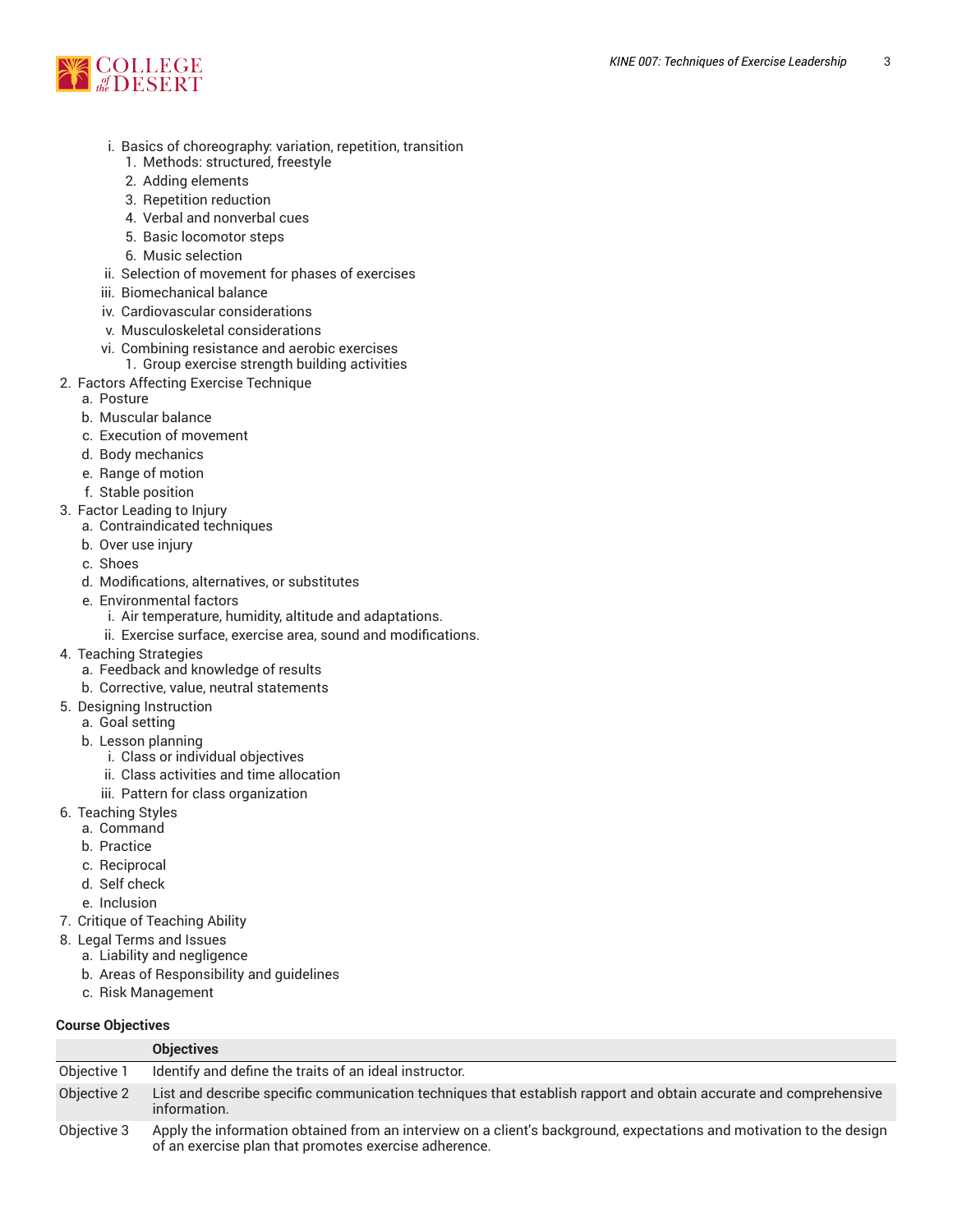i. Basics of choreography: variation, repetition, transition
         1. Methods: structured, freestyle
         2. Adding elements
         3. Repetition reduction
         4. Verbal and nonverbal cues
         5. Basic locomotor steps
         6. Music selection
      ii. Selection of movement for phases of exercises
      iii. Biomechanical balance
      iv. Cardiovascular considerations
      v. Musculoskeletal considerations
      vi. Combining resistance and aerobic exercises
         1. Group exercise strength building activities
2. Factors Affecting Exercise Technique
   a. Posture
   b. Muscular balance
   c. Execution of movement
   d. Body mechanics
   e. Range of motion
   f. Stable position
3. Factor Leading to Injury
   a. Contraindicated techniques
   b. Over use injury
   c. Shoes
   d. Modifications, alternatives, or substitutes
   e. Environmental factors
      i. Air temperature, humidity, altitude and adaptations.
      ii. Exercise surface, exercise area, sound and modifications.
4. Teaching Strategies
   a. Feedback and knowledge of results
   b. Corrective, value, neutral statements
5. Designing Instruction
   a. Goal setting
   b. Lesson planning
      i. Class or individual objectives
      ii. Class activities and time allocation
      iii. Pattern for class organization
6. Teaching Styles
   a. Command
   b. Practice
   c. Reciprocal
   d. Self check
   e. Inclusion
7. Critique of Teaching Ability
8. Legal Terms and Issues
   a. Liability and negligence
   b. Areas of Responsibility and guidelines
   c. Risk Management

**Course Objectives**

| | Objectives |
|---|---|
| Objective 1 | Identify and define the traits of an ideal instructor. |
| Objective 2 | List and describe specific communication techniques that establish rapport and obtain accurate and comprehensive information. |
| Objective 3 | Apply the information obtained from an interview on a client's background, expectations and motivation to the design of an exercise plan that promotes exercise adherence. |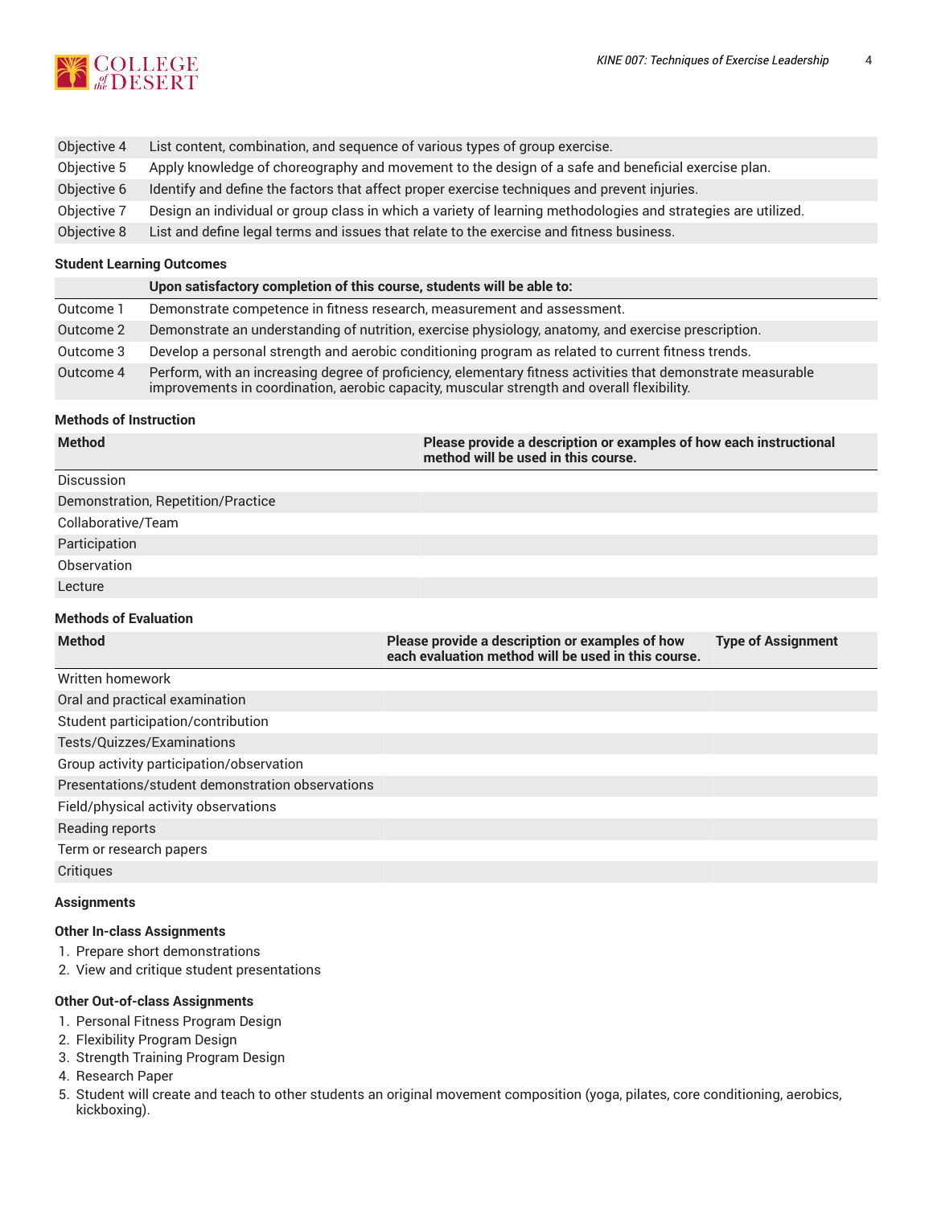| | |
|---|---|
| Objective 4 | List content, combination, and sequence of various types of group exercise. |
| Objective 5 | Apply knowledge of choreography and movement to the design of a safe and beneficial exercise plan. |
| Objective 6 | Identify and define the factors that affect proper exercise techniques and prevent injuries. |
| Objective 7 | Design an individual or group class in which a variety of learning methodologies and strategies are utilized. |
| Objective 8 | List and define legal terms and issues that relate to the exercise and fitness business. |

### Student Learning Outcomes

| | Upon satisfactory completion of this course, students will be able to: |
|---|---|
| Outcome 1 | Demonstrate competence in fitness research, measurement and assessment. |
| Outcome 2 | Demonstrate an understanding of nutrition, exercise physiology, anatomy, and exercise prescription. |
| Outcome 3 | Develop a personal strength and aerobic conditioning program as related to current fitness trends. |
| Outcome 4 | Perform, with an increasing degree of proficiency, elementary fitness activities that demonstrate measurable improvements in coordination, aerobic capacity, muscular strength and overall flexibility. |

### Methods of Instruction

| Method | Please provide a description or examples of how each instructional method will be used in this course. |
|---|---|
| Discussion | |
| Demonstration, Repetition/Practice | |
| Collaborative/Team | |
| Participation | |
| Observation | |
| Lecture | |

### Methods of Evaluation

| Method | Please provide a description or examples of how each evaluation method will be used in this course. | Type of Assignment |
|---|---|---|
| Written homework | | |
| Oral and practical examination | | |
| Student participation/contribution | | |
| Tests/Quizzes/Examinations | | |
| Group activity participation/observation | | |
| Presentations/student demonstration observations | | |
| Field/physical activity observations | | |
| Reading reports | | |
| Term or research papers | | |
| Critiques | | |

### Assignments

#### Other In-class Assignments

1. Prepare short demonstrations
2. View and critique student presentations

#### Other Out-of-class Assignments

1. Personal Fitness Program Design
2. Flexibility Program Design
3. Strength Training Program Design
4. Research Paper
5. Student will create and teach to other students an original movement composition (yoga, pilates, core conditioning, aerobics, kickboxing).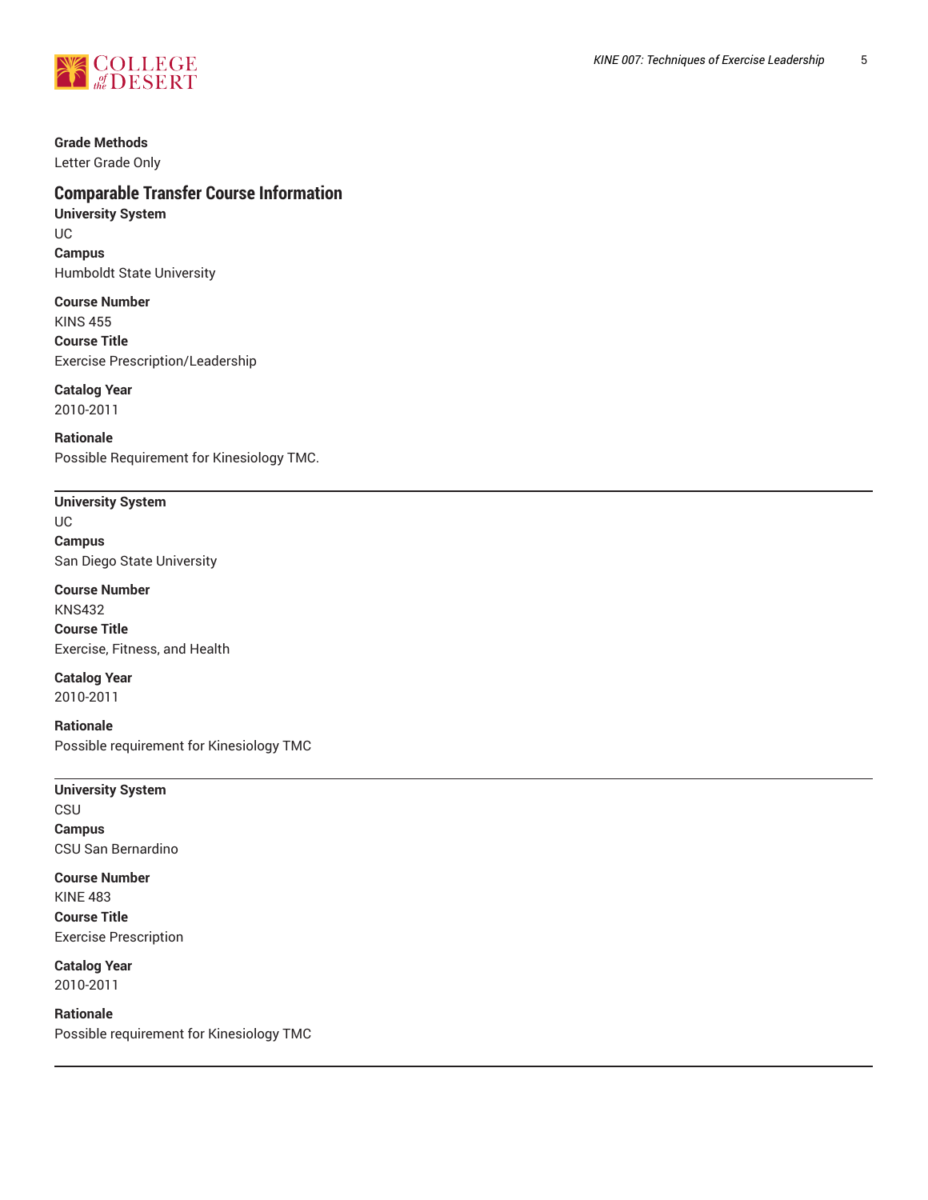**Grade Methods**
Letter Grade Only

## Comparable Transfer Course Information

**University System**
UC
**Campus**
Humboldt State University

**Course Number**
KINS 455
**Course Title**
Exercise Prescription/Leadership

**Catalog Year**
2010-2011

**Rationale**
Possible Requirement for Kinesiology TMC.

---

**University System**
UC
**Campus**
San Diego State University

**Course Number**
KNS432
**Course Title**
Exercise, Fitness, and Health

**Catalog Year**
2010-2011

**Rationale**
Possible requirement for Kinesiology TMC

---

**University System**
CSU
**Campus**
CSU San Bernardino

**Course Number**
KINE 483
**Course Title**
Exercise Prescription

**Catalog Year**
2010-2011

**Rationale**
Possible requirement for Kinesiology TMC

---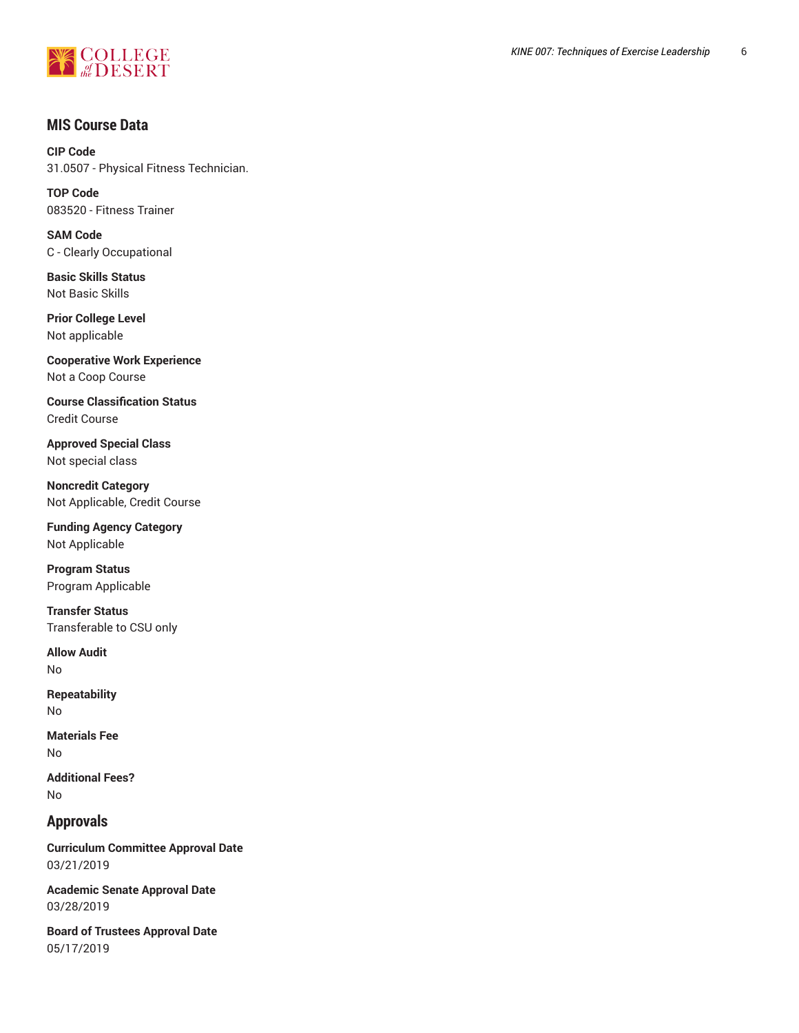## MIS Course Data

**CIP Code**
31.0507 - Physical Fitness Technician.

**TOP Code**
083520 - Fitness Trainer

**SAM Code**
C - Clearly Occupational

**Basic Skills Status**
Not Basic Skills

**Prior College Level**
Not applicable

**Cooperative Work Experience**
Not a Coop Course

**Course Classification Status**
Credit Course

**Approved Special Class**
Not special class

**Noncredit Category**
Not Applicable, Credit Course

**Funding Agency Category**
Not Applicable

**Program Status**
Program Applicable

**Transfer Status**
Transferable to CSU only

**Allow Audit**
No

**Repeatability**
No

**Materials Fee**
No

**Additional Fees?**
No

## Approvals

**Curriculum Committee Approval Date**
03/21/2019

**Academic Senate Approval Date**
03/28/2019

**Board of Trustees Approval Date**
05/17/2019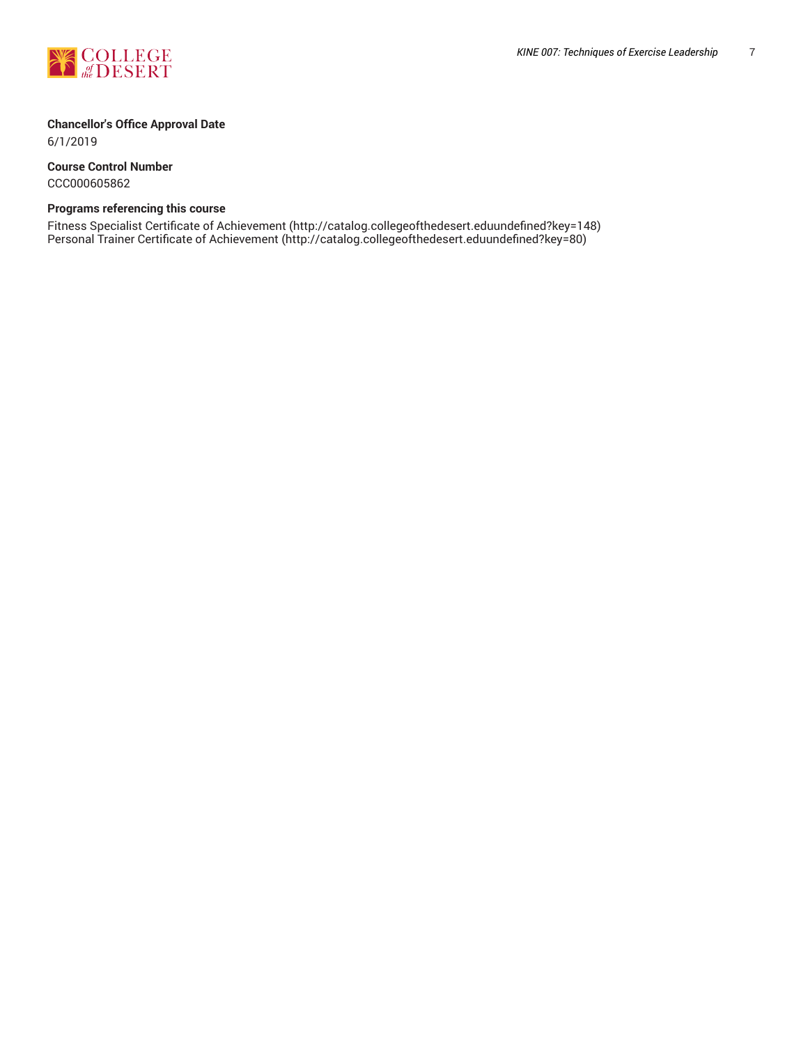**Chancellor's Office Approval Date**

6/1/2019

**Course Control Number**

CCC000605862

**Programs referencing this course**

Fitness Specialist Certificate of Achievement (http://catalog.collegeofthedesert.eduundefined?key=148)
Personal Trainer Certificate of Achievement (http://catalog.collegeofthedesert.eduundefined?key=80)